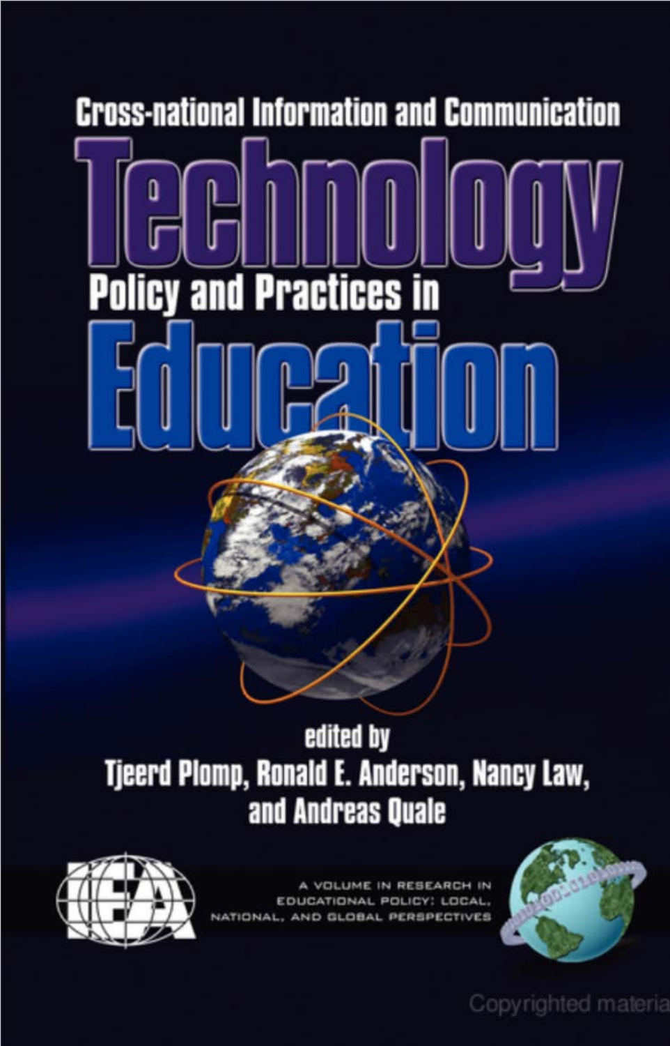# Cross-national Information and Communication Technology Policy and Practices in Education

edited by

Tjeerd Plomp, Ronald E. Anderson, Nancy Law, and Andreas Quale

A VOLUME IN RESEARCH IN EDUCATIONAL POLICY: LOCAL, NATIONAL, AND GLOBAL PERSPECTIVES

Copyrighted material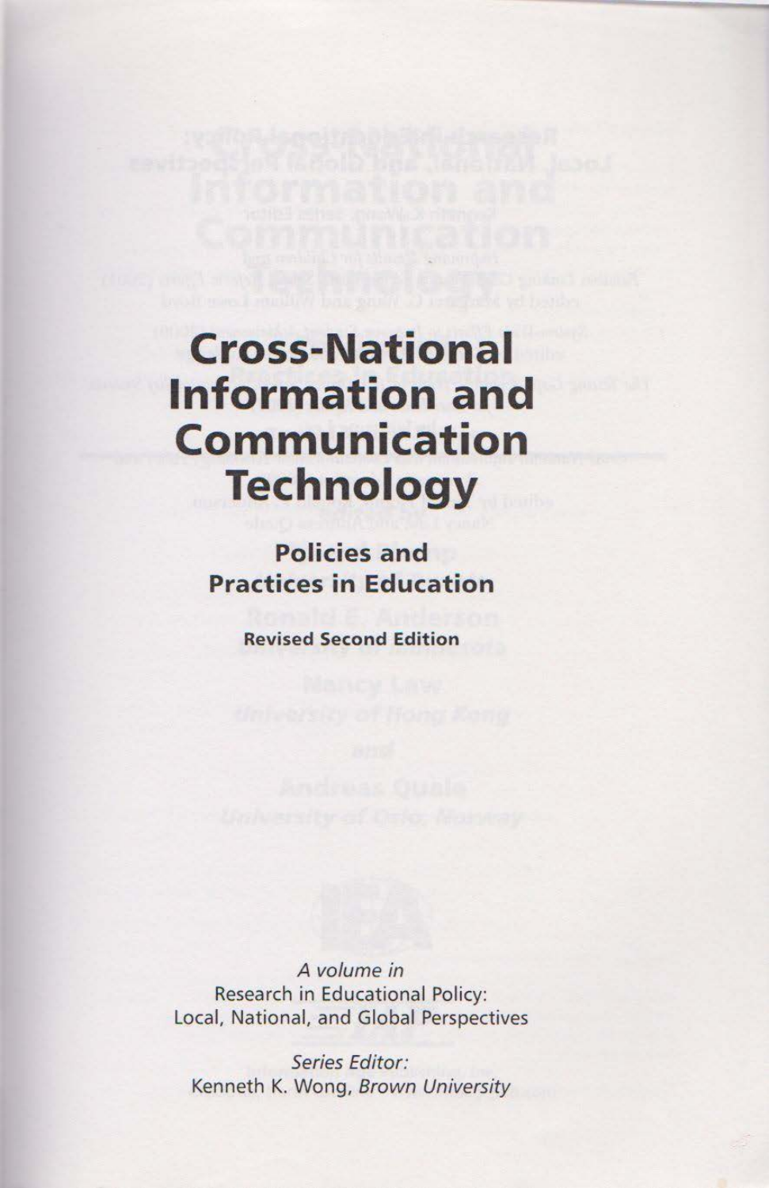# Cross-National Information and Communication Technology

## Policies and Practices in Education

**Revised Second Edition**

*A volume in*
Research in Educational Policy:
Local, National, and Global Perspectives

*Series Editor:*
Kenneth K. Wong, *Brown University*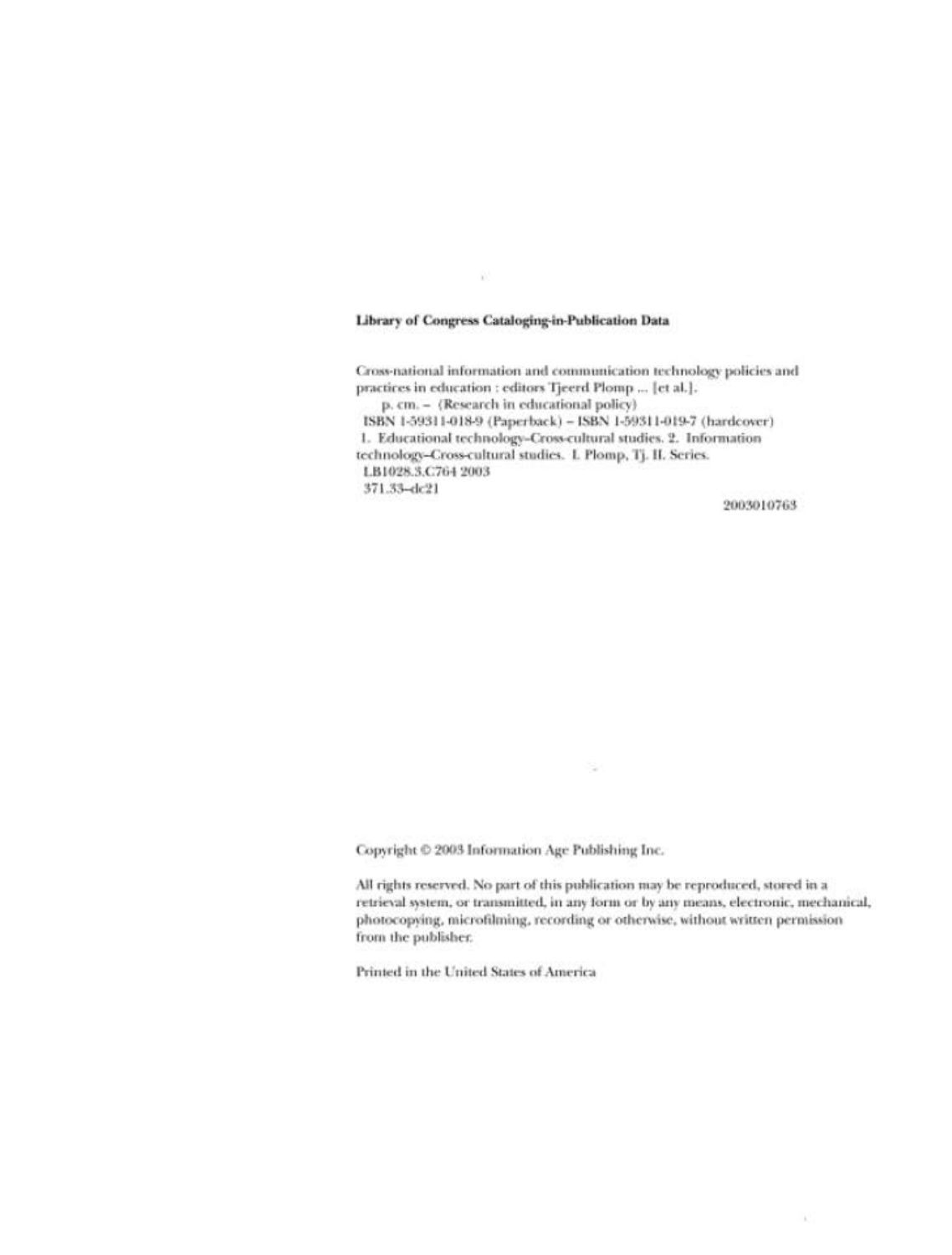**Library of Congress Cataloging-in-Publication Data**

Cross-national information and communication technology policies and practices in education : editors Tjeerd Plomp ... [et al.].

p. cm. – (Research in educational policy)

ISBN 1-59311-018-9 (Paperback) – ISBN 1-59311-019-7 (hardcover)

1. Educational technology–Cross-cultural studies. 2. Information technology–Cross-cultural studies. I. Plomp, Tj. II. Series.

LB1028.3.C764 2003

371.33–dc21

2003010763

Copyright © 2003 Information Age Publishing Inc.

All rights reserved. No part of this publication may be reproduced, stored in a retrieval system, or transmitted, in any form or by any means, electronic, mechanical, photocopying, microfilming, recording or otherwise, without written permission from the publisher.

Printed in the United States of America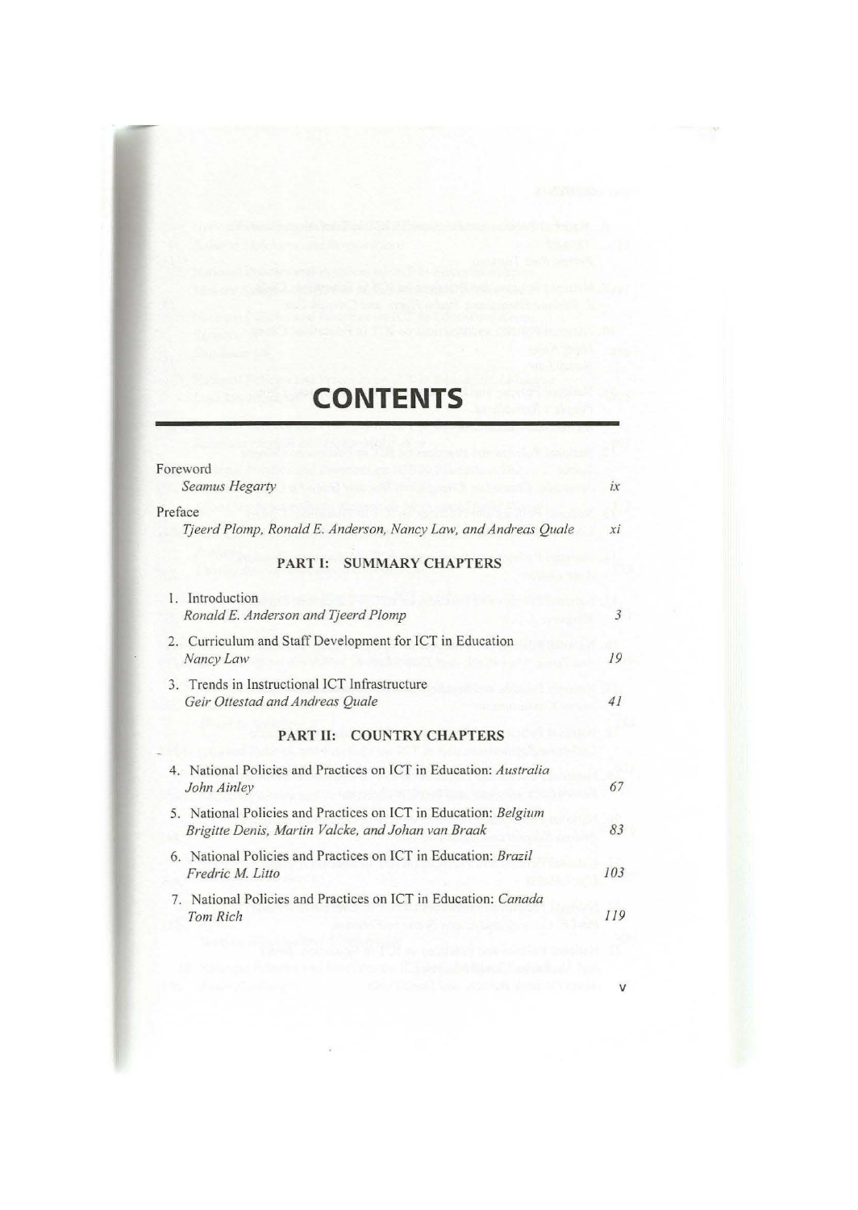# CONTENTS

Foreword
*Seamus Hegarty* ix

Preface
*Tjeerd Plomp, Ronald E. Anderson, Nancy Law, and Andreas Quale* xi

## PART I: SUMMARY CHAPTERS

1. Introduction
*Ronald E. Anderson and Tjeerd Plomp* 3

2. Curriculum and Staff Development for ICT in Education
*Nancy Law* 19

3. Trends in Instructional ICT Infrastructure
*Geir Ottestad and Andreas Quale* 41

## PART II: COUNTRY CHAPTERS

4. National Policies and Practices on ICT in Education: *Australia*
*John Ainley* 67

5. National Policies and Practices on ICT in Education: *Belgium*
*Brigitte Denis, Martin Valcke, and Johan van Braak* 83

6. National Policies and Practices on ICT in Education: *Brazil*
*Fredric M. Litto* 103

7. National Policies and Practices on ICT in Education: *Canada*
*Tom Rich* 119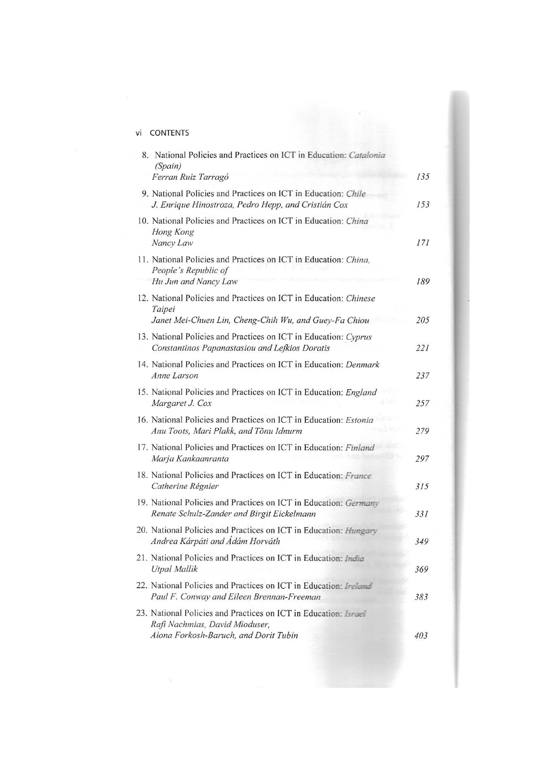8. National Policies and Practices on ICT in Education: *Catalonia (Spain)*
   *Ferran Ruiz Tarragó* 135

9. National Policies and Practices on ICT in Education: *Chile*
   *J. Enrique Hinostroza, Pedro Hepp, and Cristián Cox* 153

10. National Policies and Practices on ICT in Education: *China Hong Kong*
    *Nancy Law* 171

11. National Policies and Practices on ICT in Education: *China, People's Republic of*
    *Hu Jun and Nancy Law* 189

12. National Policies and Practices on ICT in Education: *Chinese Taipei*
    *Janet Mei-Chuen Lin, Cheng-Chih Wu, and Guey-Fa Chiou* 205

13. National Policies and Practices on ICT in Education: *Cyprus*
    *Constantinos Papanastasiou and Lefkios Doratis* 221

14. National Policies and Practices on ICT in Education: *Denmark*
    *Anne Larson* 237

15. National Policies and Practices on ICT in Education: *England*
    *Margaret J. Cox* 257

16. National Policies and Practices on ICT in Education: *Estonia*
    *Anu Toots, Mari Plakk, and Tõnu Idnurm* 279

17. National Policies and Practices on ICT in Education: *Finland*
    *Marja Kankaanranta* 297

18. National Policies and Practices on ICT in Education: *France*
    *Catherine Régnier* 315

19. National Policies and Practices on ICT in Education: *Germany*
    *Renate Schulz-Zander and Birgit Eickelmann* 331

20. National Policies and Practices on ICT in Education: *Hungary*
    *Andrea Kárpáti and Ádám Horváth* 349

21. National Policies and Practices on ICT in Education: *India*
    *Utpal Mallik* 369

22. National Policies and Practices on ICT in Education: *Ireland*
    *Paul F. Conway and Eileen Brennan-Freeman* 383

23. National Policies and Practices on ICT in Education: *Israel*
    *Rafi Nachmias, David Mioduser, Alona Forkosh-Baruch, and Dorit Tubin* 403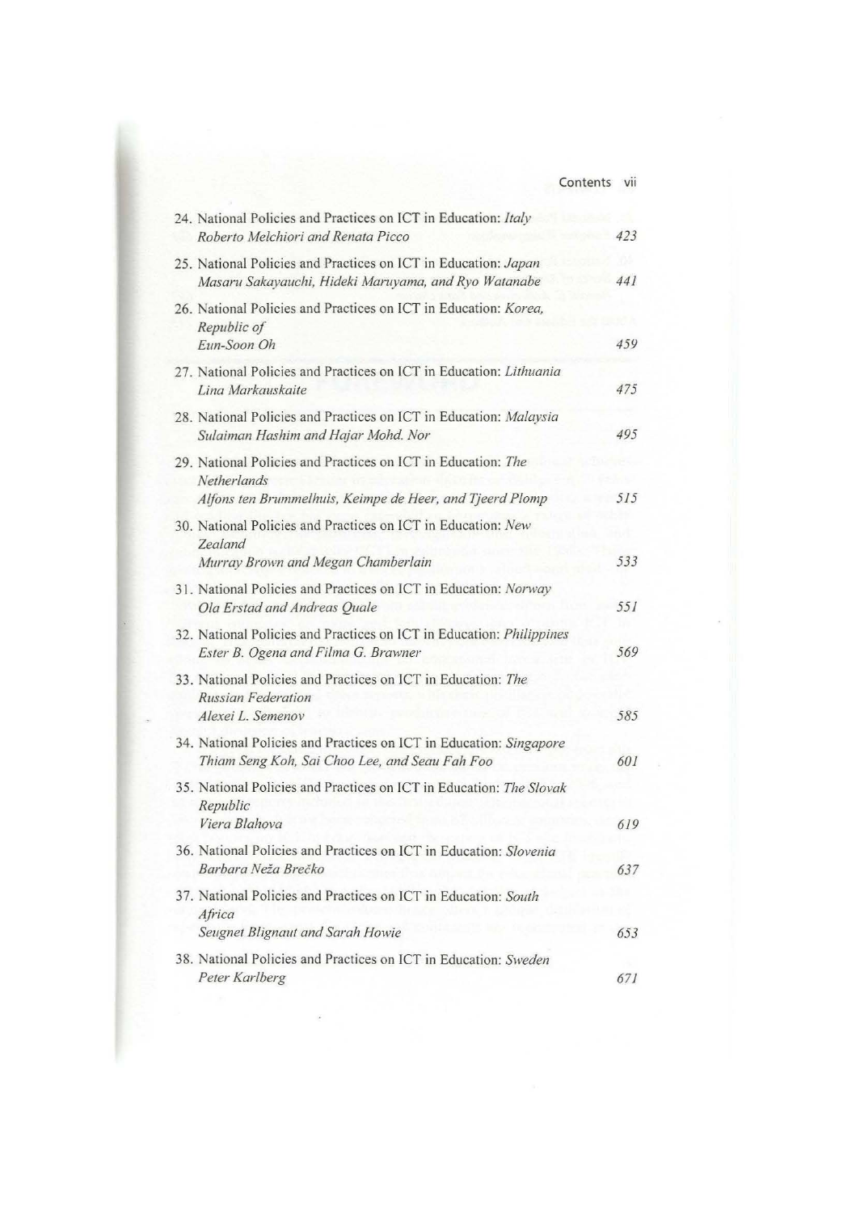24. National Policies and Practices on ICT in Education: *Italy*
    *Roberto Melchiori and Renata Picco* 423

25. National Policies and Practices on ICT in Education: *Japan*
    *Masaru Sakayauchi, Hideki Maruyama, and Ryo Watanabe* 441

26. National Policies and Practices on ICT in Education: *Korea, Republic of*
    *Eun-Soon Oh* 459

27. National Policies and Practices on ICT in Education: *Lithuania*
    *Lina Markauskaite* 475

28. National Policies and Practices on ICT in Education: *Malaysia*
    *Sulaiman Hashim and Hajar Mohd. Nor* 495

29. National Policies and Practices on ICT in Education: *The Netherlands*
    *Alfons ten Brummelhuis, Keimpe de Heer, and Tjeerd Plomp* 515

30. National Policies and Practices on ICT in Education: *New Zealand*
    *Murray Brown and Megan Chamberlain* 533

31. National Policies and Practices on ICT in Education: *Norway*
    *Ola Erstad and Andreas Quale* 551

32. National Policies and Practices on ICT in Education: *Philippines*
    *Ester B. Ogena and Filma G. Brawner* 569

33. National Policies and Practices on ICT in Education: *The Russian Federation*
    *Alexei L. Semenov* 585

34. National Policies and Practices on ICT in Education: *Singapore*
    *Thiam Seng Koh, Sai Choo Lee, and Seau Fah Foo* 601

35. National Policies and Practices on ICT in Education: *The Slovak Republic*
    *Viera Blahova* 619

36. National Policies and Practices on ICT in Education: *Slovenia*
    *Barbara Neža Brečko* 637

37. National Policies and Practices on ICT in Education: *South Africa*
    *Seugnet Blignaut and Sarah Howie* 653

38. National Policies and Practices on ICT in Education: *Sweden*
    *Peter Karlberg* 671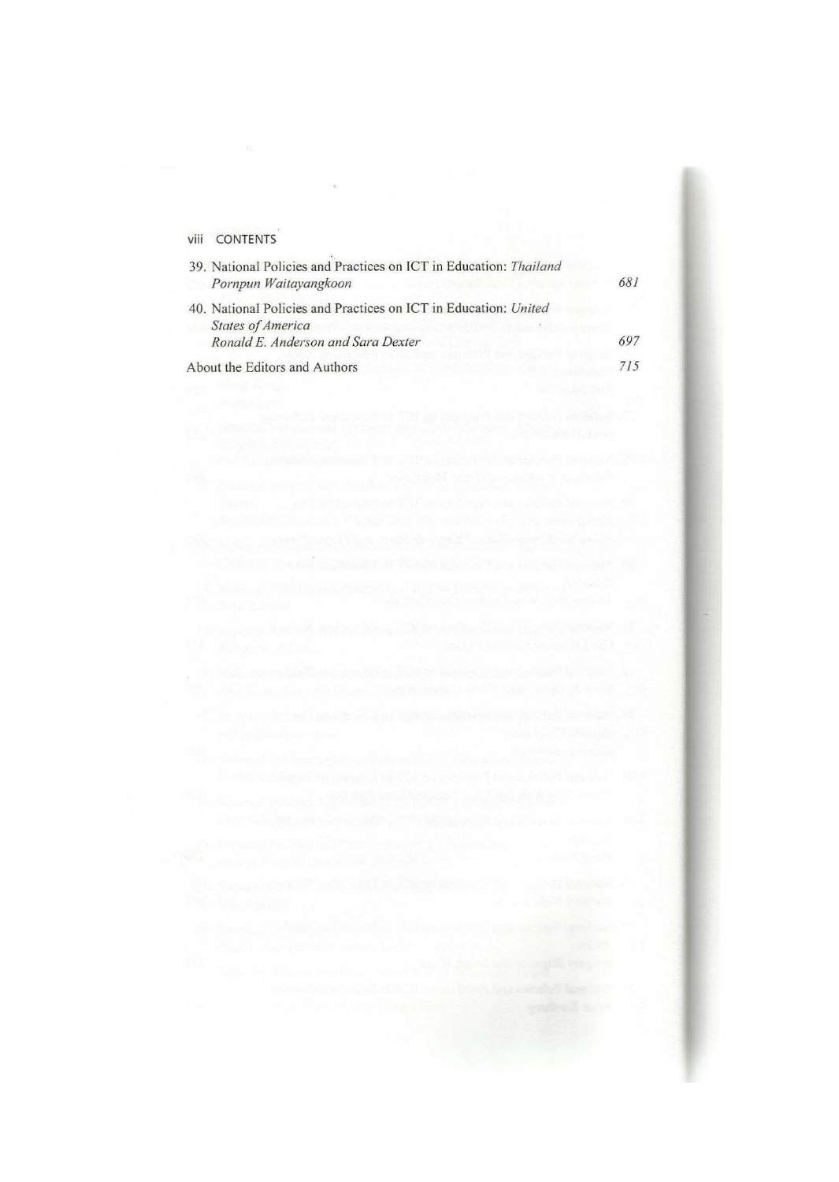39. National Policies and Practices on ICT in Education: *Thailand*
*Pornpun Waitayangkoon* 681

40. National Policies and Practices on ICT in Education: *United States of America*
*Ronald E. Anderson and Sara Dexter* 697

About the Editors and Authors 715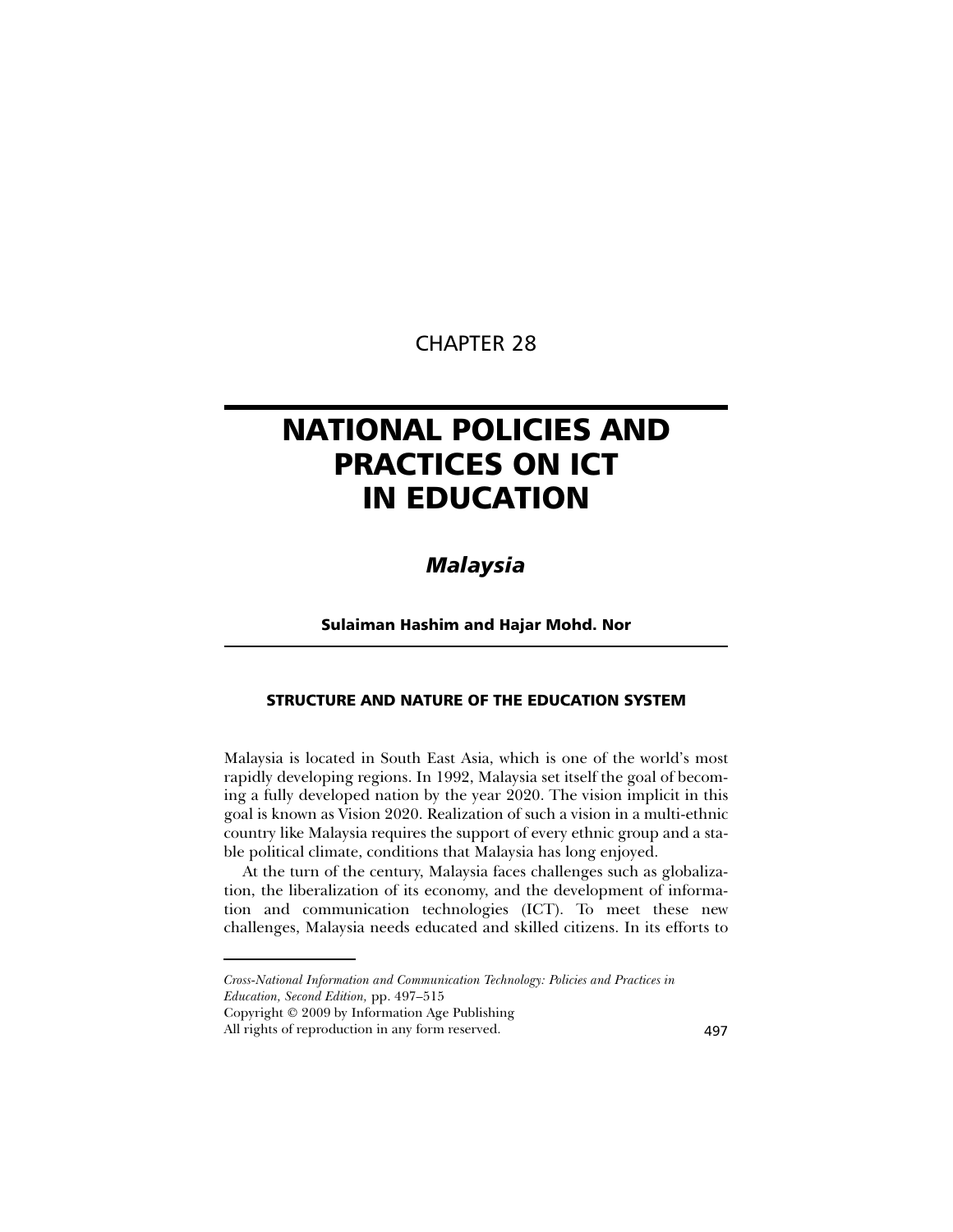CHAPTER 28

# NATIONAL POLICIES AND PRACTICES ON ICT IN EDUCATION

## *Malaysia*

**Sulaiman Hashim and Hajar Mohd. Nor**

### STRUCTURE AND NATURE OF THE EDUCATION SYSTEM

Malaysia is located in South East Asia, which is one of the world's most rapidly developing regions. In 1992, Malaysia set itself the goal of becoming a fully developed nation by the year 2020. The vision implicit in this goal is known as Vision 2020. Realization of such a vision in a multi-ethnic country like Malaysia requires the support of every ethnic group and a stable political climate, conditions that Malaysia has long enjoyed.

At the turn of the century, Malaysia faces challenges such as globalization, the liberalization of its economy, and the development of information and communication technologies (ICT). To meet these new challenges, Malaysia needs educated and skilled citizens. In its efforts to

---

*Cross-National Information and Communication Technology: Policies and Practices in Education, Second Edition,* pp. 497–515
Copyright © 2009 by Information Age Publishing
All rights of reproduction in any form reserved.